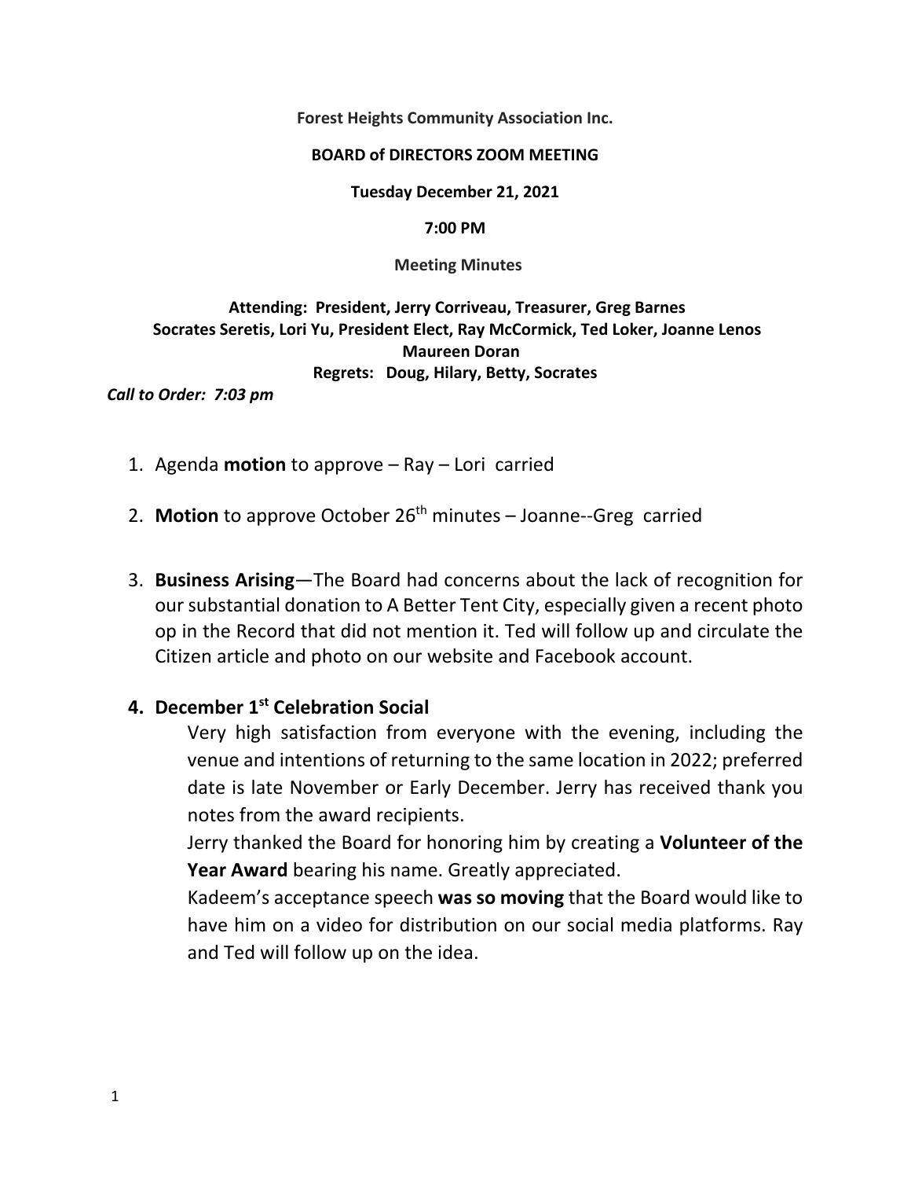**Forest Heights Community Association Inc.**

**BOARD of DIRECTORS ZOOM MEETING**

**Tuesday December 21, 2021**

**7:00 PM**

**Meeting Minutes**

**Attending: President, Jerry Corriveau, Treasurer, Greg Barnes Socrates Seretis, Lori Yu, President Elect, Ray McCormick, Ted Loker, Joanne Lenos Maureen Doran**

**Regrets: Doug, Hilary, Betty, Socrates**

***Call to Order: 7:03 pm***

1. Agenda **motion** to approve – Ray – Lori carried

2. **Motion** to approve October 26th minutes – Joanne--Greg carried

3. **Business Arising**—The Board had concerns about the lack of recognition for our substantial donation to A Better Tent City, especially given a recent photo op in the Record that did not mention it. Ted will follow up and circulate the Citizen article and photo on our website and Facebook account.

4. **December 1st Celebration Social**

   Very high satisfaction from everyone with the evening, including the venue and intentions of returning to the same location in 2022; preferred date is late November or Early December. Jerry has received thank you notes from the award recipients.

   Jerry thanked the Board for honoring him by creating a **Volunteer of the Year Award** bearing his name. Greatly appreciated.

   Kadeem's acceptance speech **was so moving** that the Board would like to have him on a video for distribution on our social media platforms. Ray and Ted will follow up on the idea.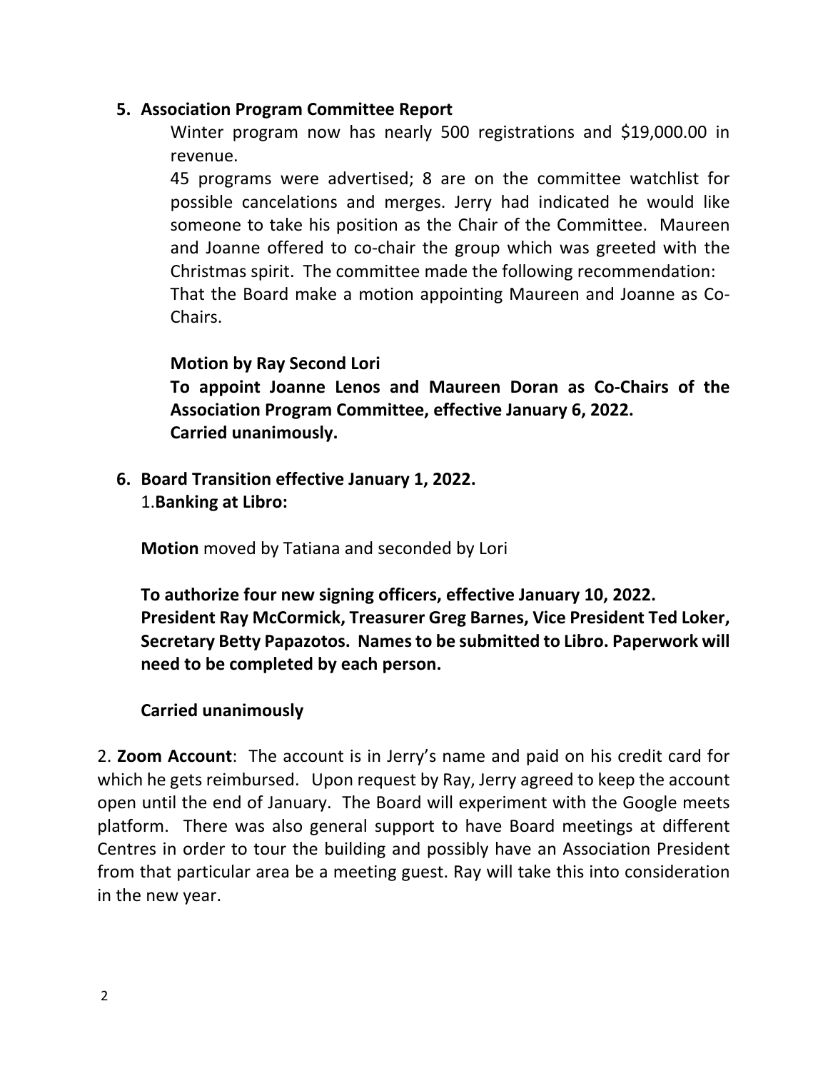**5. Association Program Committee Report**

Winter program now has nearly 500 registrations and $19,000.00 in revenue.

45 programs were advertised; 8 are on the committee watchlist for possible cancelations and merges. Jerry had indicated he would like someone to take his position as the Chair of the Committee. Maureen and Joanne offered to co-chair the group which was greeted with the Christmas spirit. The committee made the following recommendation:

That the Board make a motion appointing Maureen and Joanne as Co-Chairs.

**Motion by Ray Second Lori**

**To appoint Joanne Lenos and Maureen Doran as Co-Chairs of the Association Program Committee, effective January 6, 2022.**

**Carried unanimously.**

**6. Board Transition effective January 1, 2022.**

1.**Banking at Libro:**

**Motion** moved by Tatiana and seconded by Lori

**To authorize four new signing officers, effective January 10, 2022. President Ray McCormick, Treasurer Greg Barnes, Vice President Ted Loker, Secretary Betty Papazotos. Names to be submitted to Libro. Paperwork will need to be completed by each person.**

**Carried unanimously**

2. **Zoom Account**: The account is in Jerry's name and paid on his credit card for which he gets reimbursed. Upon request by Ray, Jerry agreed to keep the account open until the end of January. The Board will experiment with the Google meets platform. There was also general support to have Board meetings at different Centres in order to tour the building and possibly have an Association President from that particular area be a meeting guest. Ray will take this into consideration in the new year.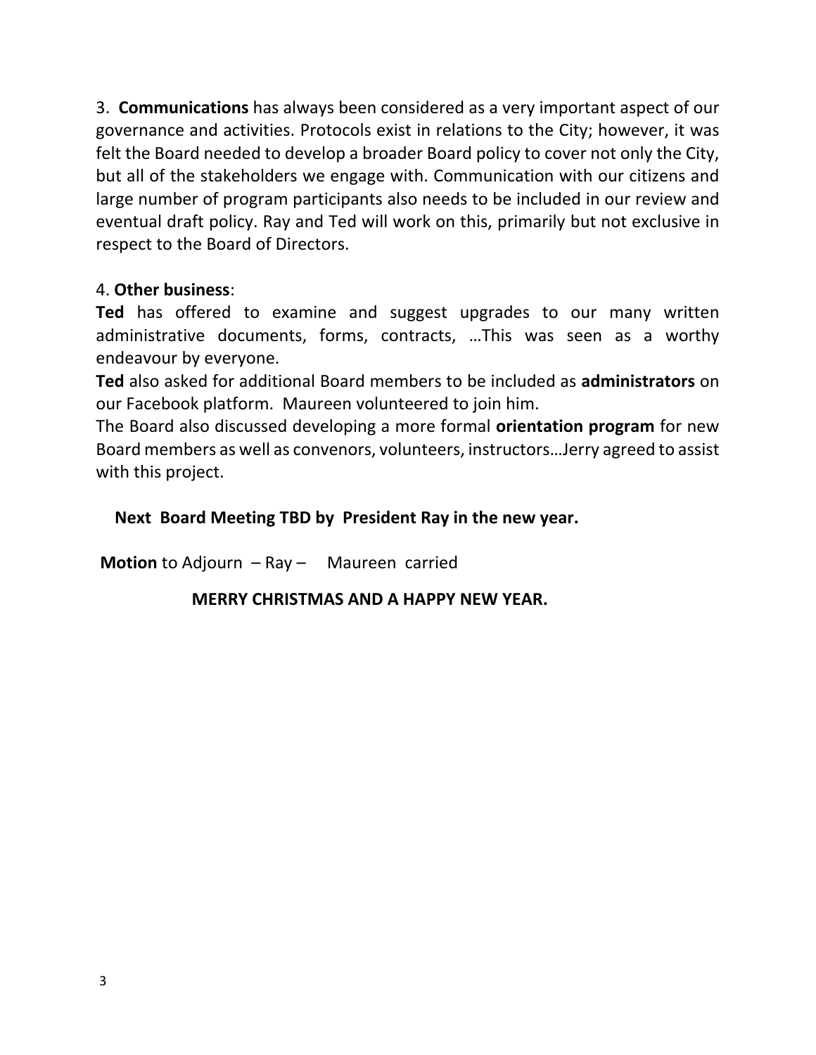3. **Communications** has always been considered as a very important aspect of our governance and activities. Protocols exist in relations to the City; however, it was felt the Board needed to develop a broader Board policy to cover not only the City, but all of the stakeholders we engage with. Communication with our citizens and large number of program participants also needs to be included in our review and eventual draft policy. Ray and Ted will work on this, primarily but not exclusive in respect to the Board of Directors.

4. **Other business**:

**Ted** has offered to examine and suggest upgrades to our many written administrative documents, forms, contracts, …This was seen as a worthy endeavour by everyone.

**Ted** also asked for additional Board members to be included as **administrators** on our Facebook platform. Maureen volunteered to join him.

The Board also discussed developing a more formal **orientation program** for new Board members as well as convenors, volunteers, instructors…Jerry agreed to assist with this project.

**Next Board Meeting TBD by President Ray in the new year.**

**Motion** to Adjourn – Ray – Maureen carried

**MERRY CHRISTMAS AND A HAPPY NEW YEAR.**